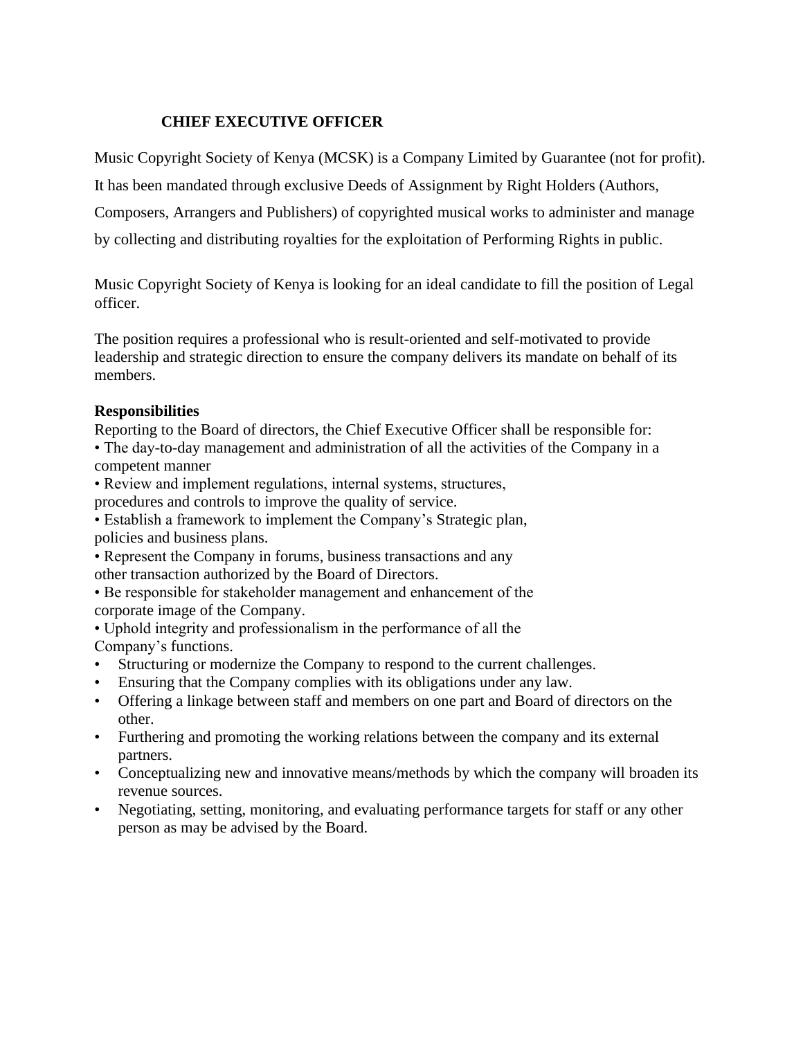**CHIEF EXECUTIVE OFFICER**

Music Copyright Society of Kenya (MCSK) is a Company Limited by Guarantee (not for profit). It has been mandated through exclusive Deeds of Assignment by Right Holders (Authors, Composers, Arrangers and Publishers) of copyrighted musical works to administer and manage by collecting and distributing royalties for the exploitation of Performing Rights in public.

Music Copyright Society of Kenya is looking for an ideal candidate to fill the position of Legal officer.

The position requires a professional who is result-oriented and self-motivated to provide leadership and strategic direction to ensure the company delivers its mandate on behalf of its members.

**Responsibilities**

Reporting to the Board of directors, the Chief Executive Officer shall be responsible for:

- The day-to-day management and administration of all the activities of the Company in a competent manner
- Review and implement regulations, internal systems, structures, procedures and controls to improve the quality of service.
- Establish a framework to implement the Company's Strategic plan, policies and business plans.
- Represent the Company in forums, business transactions and any other transaction authorized by the Board of Directors.
- Be responsible for stakeholder management and enhancement of the corporate image of the Company.
- Uphold integrity and professionalism in the performance of all the Company's functions.
- Structuring or modernize the Company to respond to the current challenges.
- Ensuring that the Company complies with its obligations under any law.
- Offering a linkage between staff and members on one part and Board of directors on the other.
- Furthering and promoting the working relations between the company and its external partners.
- Conceptualizing new and innovative means/methods by which the company will broaden its revenue sources.
- Negotiating, setting, monitoring, and evaluating performance targets for staff or any other person as may be advised by the Board.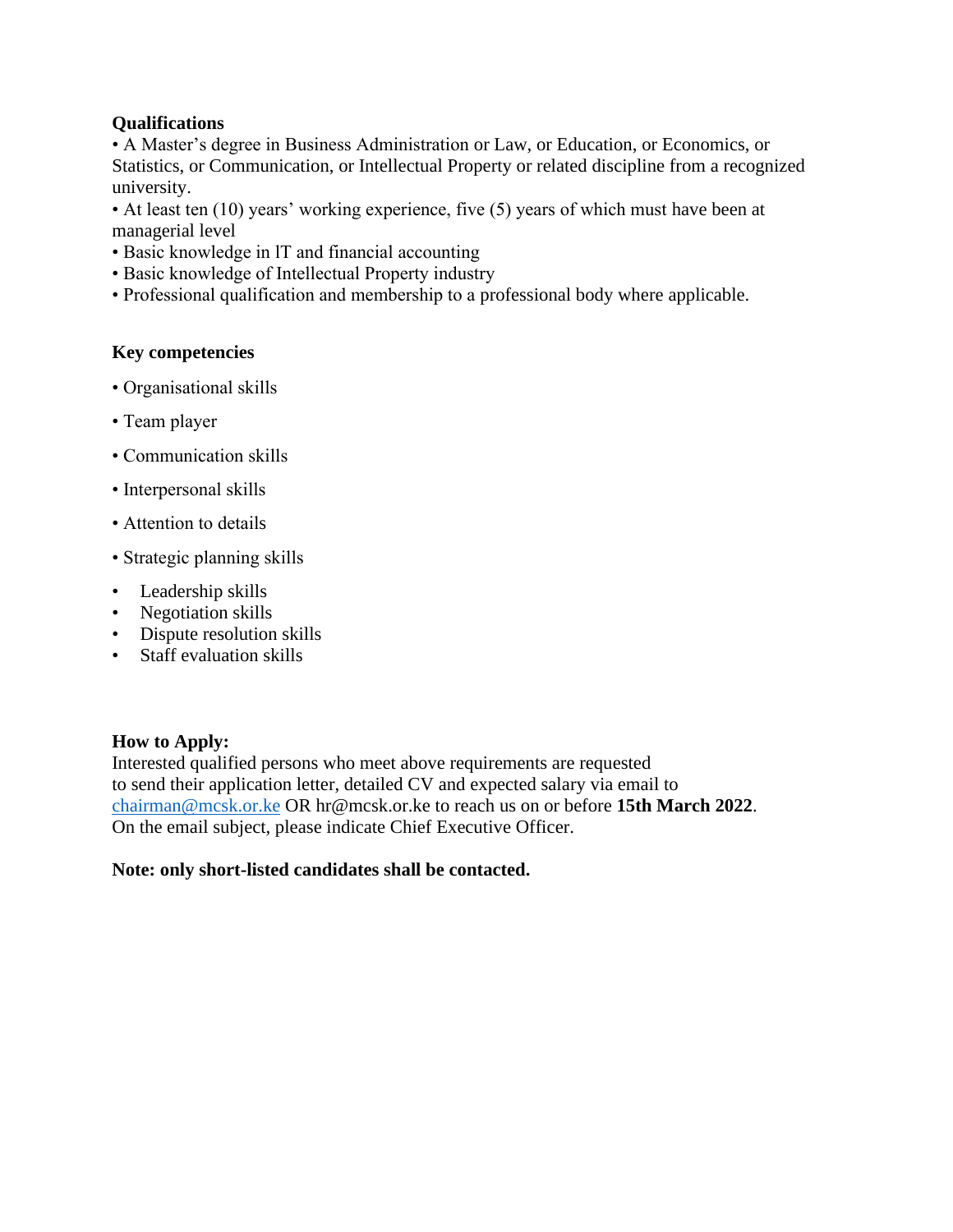**Qualifications**

- A Master's degree in Business Administration or Law, or Education, or Economics, or Statistics, or Communication, or Intellectual Property or related discipline from a recognized university.
- At least ten (10) years' working experience, five (5) years of which must have been at managerial level
- Basic knowledge in IT and financial accounting
- Basic knowledge of Intellectual Property industry
- Professional qualification and membership to a professional body where applicable.

**Key competencies**

- Organisational skills
- Team player
- Communication skills
- Interpersonal skills
- Attention to details
- Strategic planning skills
- Leadership skills
- Negotiation skills
- Dispute resolution skills
- Staff evaluation skills

**How to Apply:**

Interested qualified persons who meet above requirements are requested to send their application letter, detailed CV and expected salary via email to chairman@mcsk.or.ke OR hr@mcsk.or.ke to reach us on or before **15th March 2022**. On the email subject, please indicate Chief Executive Officer.

**Note: only short-listed candidates shall be contacted.**